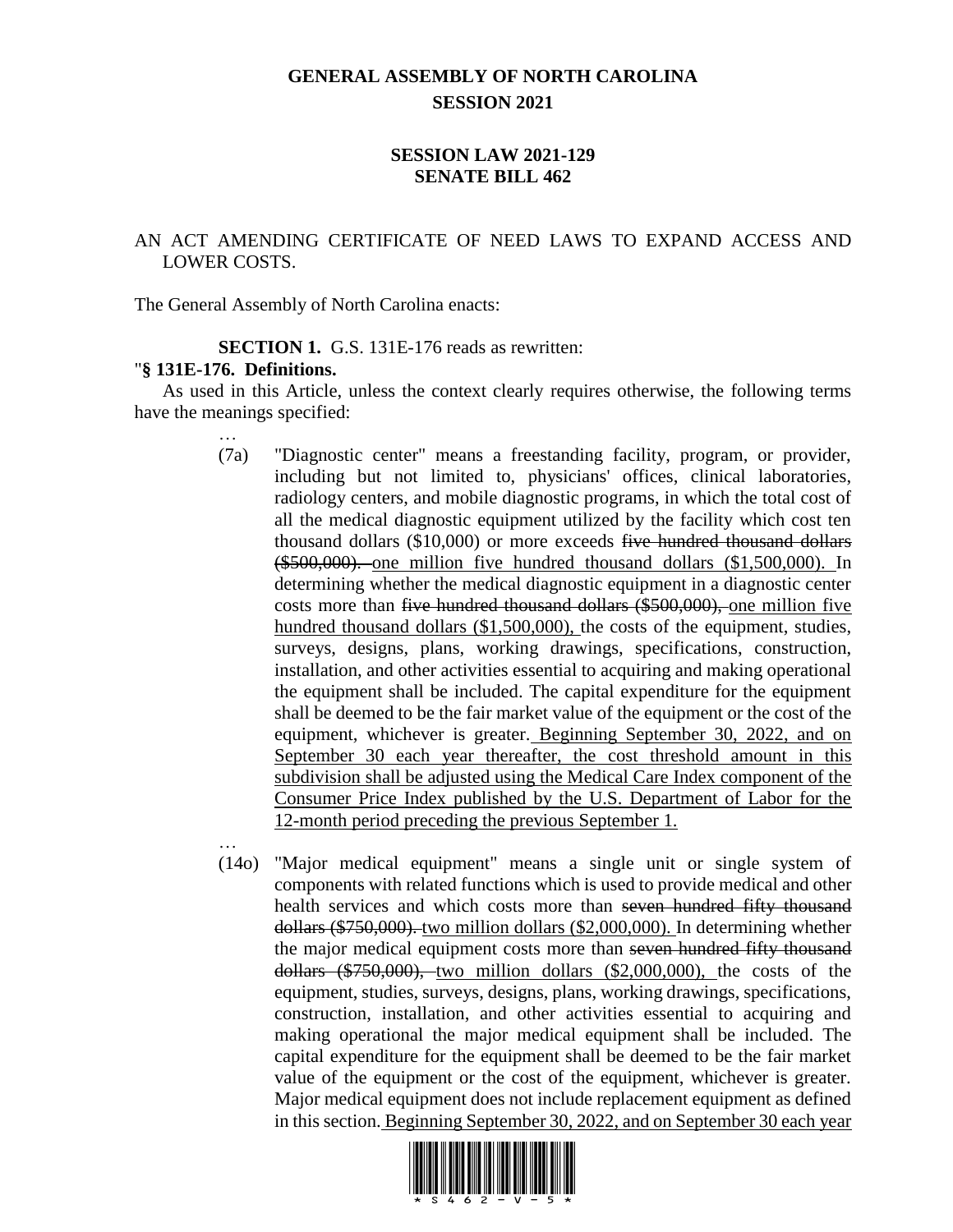# GENERAL ASSEMBLY OF NORTH CAROLINA
## SESSION 2021

## SESSION LAW 2021-129
## SENATE BILL 462

AN ACT AMENDING CERTIFICATE OF NEED LAWS TO EXPAND ACCESS AND LOWER COSTS.

The General Assembly of North Carolina enacts:

**SECTION 1.** G.S. 131E-176 reads as rewritten:

"**§ 131E-176. Definitions.**

As used in this Article, unless the context clearly requires otherwise, the following terms have the meanings specified:

…

(7a) "Diagnostic center" means a freestanding facility, program, or provider, including but not limited to, physicians' offices, clinical laboratories, radiology centers, and mobile diagnostic programs, in which the total cost of all the medical diagnostic equipment utilized by the facility which cost ten thousand dollars ($10,000) or more exceeds ~~five hundred thousand dollars ($500,000).~~ <u>one million five hundred thousand dollars ($1,500,000).</u> In determining whether the medical diagnostic equipment in a diagnostic center costs more than ~~five hundred thousand dollars ($500,000),~~ <u>one million five hundred thousand dollars ($1,500,000),</u> the costs of the equipment, studies, surveys, designs, plans, working drawings, specifications, construction, installation, and other activities essential to acquiring and making operational the equipment shall be included. The capital expenditure for the equipment shall be deemed to be the fair market value of the equipment or the cost of the equipment, whichever is greater. <u>Beginning September 30, 2022, and on September 30 each year thereafter, the cost threshold amount in this subdivision shall be adjusted using the Medical Care Index component of the Consumer Price Index published by the U.S. Department of Labor for the 12-month period preceding the previous September 1.</u>

…

(14o) "Major medical equipment" means a single unit or single system of components with related functions which is used to provide medical and other health services and which costs more than ~~seven hundred fifty thousand dollars ($750,000).~~ <u>two million dollars ($2,000,000).</u> In determining whether the major medical equipment costs more than ~~seven hundred fifty thousand dollars ($750,000),~~ <u>two million dollars ($2,000,000),</u> the costs of the equipment, studies, surveys, designs, plans, working drawings, specifications, construction, installation, and other activities essential to acquiring and making operational the major medical equipment shall be included. The capital expenditure for the equipment shall be deemed to be the fair market value of the equipment or the cost of the equipment, whichever is greater. Major medical equipment does not include replacement equipment as defined in this section. <u>Beginning September 30, 2022, and on September 30 each year</u>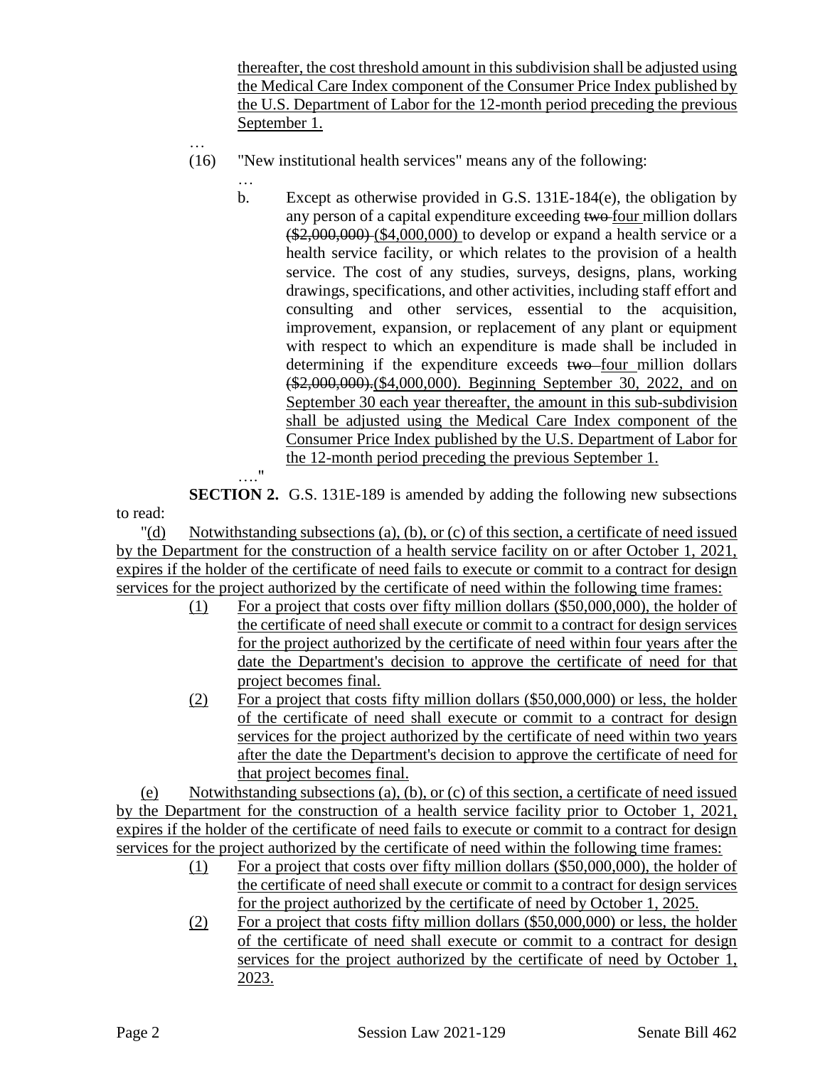thereafter, the cost threshold amount in this subdivision shall be adjusted using the Medical Care Index component of the Consumer Price Index published by the U.S. Department of Labor for the 12-month period preceding the previous September 1.

…

(16) "New institutional health services" means any of the following:

…

b. Except as otherwise provided in G.S. 131E-184(e), the obligation by any person of a capital expenditure exceeding ~~two~~ four million dollars ~~($2,000,000)~~ ($4,000,000) to develop or expand a health service or a health service facility, or which relates to the provision of a health service. The cost of any studies, surveys, designs, plans, working drawings, specifications, and other activities, including staff effort and consulting and other services, essential to the acquisition, improvement, expansion, or replacement of any plant or equipment with respect to which an expenditure is made shall be included in determining if the expenditure exceeds ~~two~~ four million dollars ~~($2,000,000).~~($4,000,000). Beginning September 30, 2022, and on September 30 each year thereafter, the amount in this sub-subdivision shall be adjusted using the Medical Care Index component of the Consumer Price Index published by the U.S. Department of Labor for the 12-month period preceding the previous September 1.

…."

**SECTION 2.** G.S. 131E-189 is amended by adding the following new subsections to read:

"(d) Notwithstanding subsections (a), (b), or (c) of this section, a certificate of need issued by the Department for the construction of a health service facility on or after October 1, 2021, expires if the holder of the certificate of need fails to execute or commit to a contract for design services for the project authorized by the certificate of need within the following time frames:

(1) For a project that costs over fifty million dollars ($50,000,000), the holder of the certificate of need shall execute or commit to a contract for design services for the project authorized by the certificate of need within four years after the date the Department's decision to approve the certificate of need for that project becomes final.

(2) For a project that costs fifty million dollars ($50,000,000) or less, the holder of the certificate of need shall execute or commit to a contract for design services for the project authorized by the certificate of need within two years after the date the Department's decision to approve the certificate of need for that project becomes final.

(e) Notwithstanding subsections (a), (b), or (c) of this section, a certificate of need issued by the Department for the construction of a health service facility prior to October 1, 2021, expires if the holder of the certificate of need fails to execute or commit to a contract for design services for the project authorized by the certificate of need within the following time frames:

(1) For a project that costs over fifty million dollars ($50,000,000), the holder of the certificate of need shall execute or commit to a contract for design services for the project authorized by the certificate of need by October 1, 2025.

(2) For a project that costs fifty million dollars ($50,000,000) or less, the holder of the certificate of need shall execute or commit to a contract for design services for the project authorized by the certificate of need by October 1, 2023.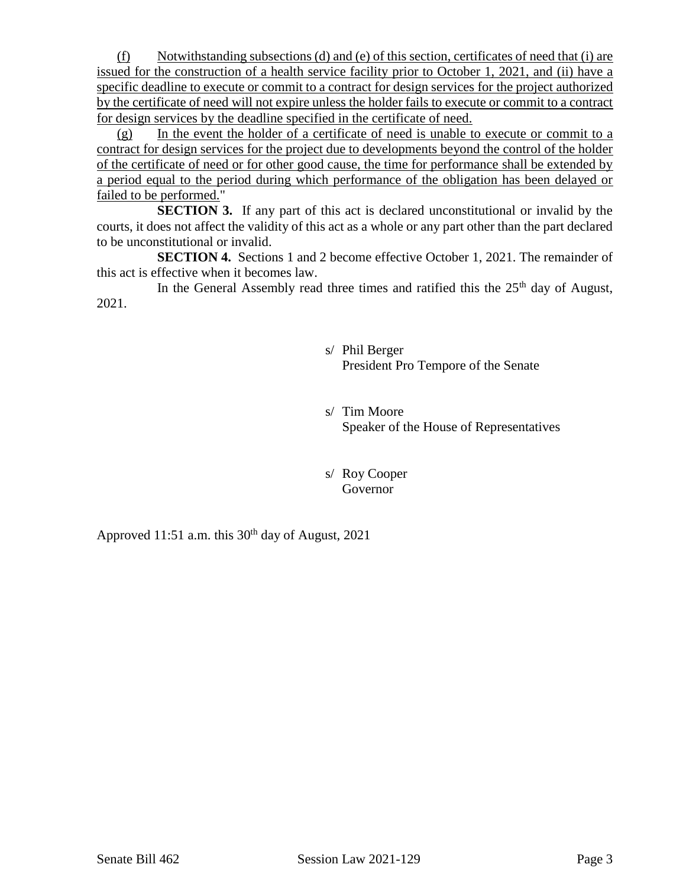(f) Notwithstanding subsections (d) and (e) of this section, certificates of need that (i) are issued for the construction of a health service facility prior to October 1, 2021, and (ii) have a specific deadline to execute or commit to a contract for design services for the project authorized by the certificate of need will not expire unless the holder fails to execute or commit to a contract for design services by the deadline specified in the certificate of need.

(g) In the event the holder of a certificate of need is unable to execute or commit to a contract for design services for the project due to developments beyond the control of the holder of the certificate of need or for other good cause, the time for performance shall be extended by a period equal to the period during which performance of the obligation has been delayed or failed to be performed."

**SECTION 3.** If any part of this act is declared unconstitutional or invalid by the courts, it does not affect the validity of this act as a whole or any part other than the part declared to be unconstitutional or invalid.

**SECTION 4.** Sections 1 and 2 become effective October 1, 2021. The remainder of this act is effective when it becomes law.

In the General Assembly read three times and ratified this the 25th day of August, 2021.

s/ Phil Berger
President Pro Tempore of the Senate

s/ Tim Moore
Speaker of the House of Representatives

s/ Roy Cooper
Governor

Approved 11:51 a.m. this 30th day of August, 2021